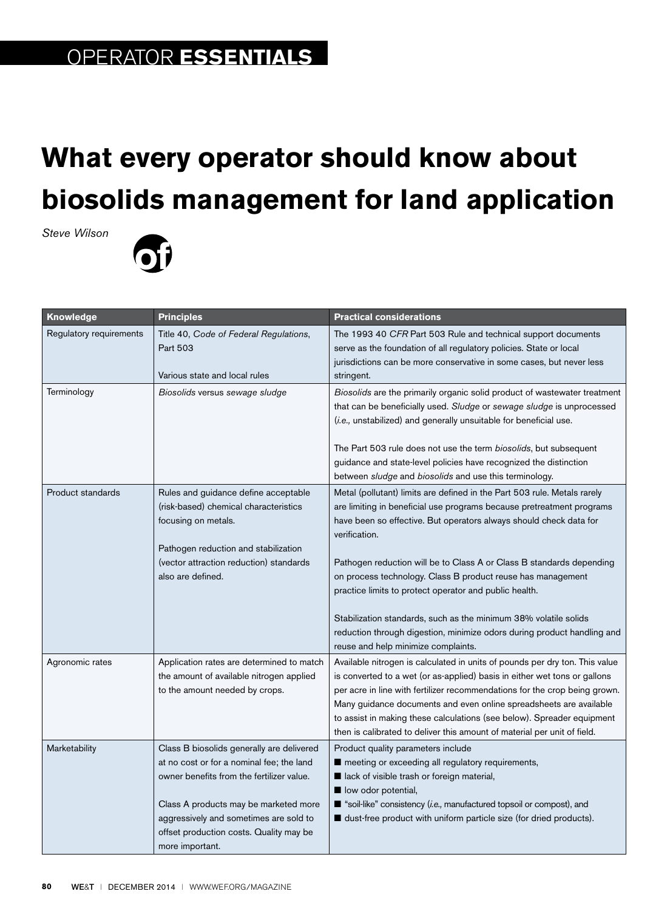OPERATOR **ESSENTIALS**

# What every operator should know about biosolids management for land application

*Steve Wilson*

| Knowledge | Principles | Practical considerations |
|---|---|---|
| Regulatory requirements | Title 40, *Code of Federal Regulations*, Part 503<br><br>Various state and local rules | The 1993 40 *CFR* Part 503 Rule and technical support documents serve as the foundation of all regulatory policies. State or local jurisdictions can be more conservative in some cases, but never less stringent. |
| Terminology | *Biosolids* versus *sewage sludge* | *Biosolids* are the primarily organic solid product of wastewater treatment that can be beneficially used. *Sludge* or *sewage sludge* is unprocessed (*i.e.,* unstabilized) and generally unsuitable for beneficial use.<br><br>The Part 503 rule does not use the term *biosolids*, but subsequent guidance and state-level policies have recognized the distinction between *sludge* and *biosolids* and use this terminology. |
| Product standards | Rules and guidance define acceptable (risk-based) chemical characteristics focusing on metals.<br><br>Pathogen reduction and stabilization (vector attraction reduction) standards also are defined. | Metal (pollutant) limits are defined in the Part 503 rule. Metals rarely are limiting in beneficial use programs because pretreatment programs have been so effective. But operators always should check data for verification.<br><br>Pathogen reduction will be to Class A or Class B standards depending on process technology. Class B product reuse has management practice limits to protect operator and public health.<br><br>Stabilization standards, such as the minimum 38% volatile solids reduction through digestion, minimize odors during product handling and reuse and help minimize complaints. |
| Agronomic rates | Application rates are determined to match the amount of available nitrogen applied to the amount needed by crops. | Available nitrogen is calculated in units of pounds per dry ton. This value is converted to a wet (or as-applied) basis in either wet tons or gallons per acre in line with fertilizer recommendations for the crop being grown. Many guidance documents and even online spreadsheets are available to assist in making these calculations (see below). Spreader equipment then is calibrated to deliver this amount of material per unit of field. |
| Marketability | Class B biosolids generally are delivered at no cost or for a nominal fee; the land owner benefits from the fertilizer value.<br><br>Class A products may be marketed more aggressively and sometimes are sold to offset production costs. Quality may be more important. | Product quality parameters include<br>■ meeting or exceeding all regulatory requirements,<br>■ lack of visible trash or foreign material,<br>■ low odor potential,<br>■ "soil-like" consistency (*i.e.,* manufactured topsoil or compost), and<br>■ dust-free product with uniform particle size (for dried products). |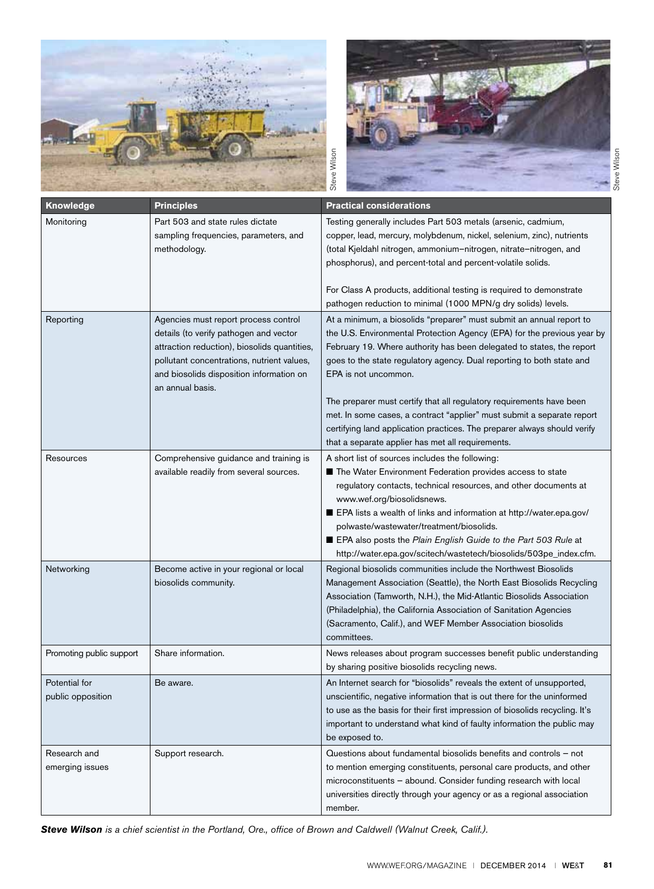Steve Wilson

Steve Wilson

| Knowledge | Principles | Practical considerations |
|---|---|---|
| Monitoring | Part 503 and state rules dictate sampling frequencies, parameters, and methodology. | Testing generally includes Part 503 metals (arsenic, cadmium, copper, lead, mercury, molybdenum, nickel, selenium, zinc), nutrients (total Kjeldahl nitrogen, ammonium–nitrogen, nitrate–nitrogen, and phosphorus), and percent-total and percent-volatile solids.<br><br>For Class A products, additional testing is required to demonstrate pathogen reduction to minimal (1000 MPN/g dry solids) levels. |
| Reporting | Agencies must report process control details (to verify pathogen and vector attraction reduction), biosolids quantities, pollutant concentrations, nutrient values, and biosolids disposition information on an annual basis. | At a minimum, a biosolids "preparer" must submit an annual report to the U.S. Environmental Protection Agency (EPA) for the previous year by February 19. Where authority has been delegated to states, the report goes to the state regulatory agency. Dual reporting to both state and EPA is not uncommon.<br><br>The preparer must certify that all regulatory requirements have been met. In some cases, a contract "applier" must submit a separate report certifying land application practices. The preparer always should verify that a separate applier has met all requirements. |
| Resources | Comprehensive guidance and training is available readily from several sources. | A short list of sources includes the following:<br>■ The Water Environment Federation provides access to state regulatory contacts, technical resources, and other documents at www.wef.org/biosolidsnews.<br>■ EPA lists a wealth of links and information at http://water.epa.gov/polwaste/wastewater/treatment/biosolids.<br>■ EPA also posts the *Plain English Guide to the Part 503 Rule* at http://water.epa.gov/scitech/wastetech/biosolids/503pe_index.cfm. |
| Networking | Become active in your regional or local biosolids community. | Regional biosolids communities include the Northwest Biosolids Management Association (Seattle), the North East Biosolids Recycling Association (Tamworth, N.H.), the Mid-Atlantic Biosolids Association (Philadelphia), the California Association of Sanitation Agencies (Sacramento, Calif.), and WEF Member Association biosolids committees. |
| Promoting public support | Share information. | News releases about program successes benefit public understanding by sharing positive biosolids recycling news. |
| Potential for public opposition | Be aware. | An Internet search for "biosolids" reveals the extent of unsupported, unscientific, negative information that is out there for the uninformed to use as the basis for their first impression of biosolids recycling. It's important to understand what kind of faulty information the public may be exposed to. |
| Research and emerging issues | Support research. | Questions about fundamental biosolids benefits and controls – not to mention emerging constituents, personal care products, and other microconstituents – abound. Consider funding research with local universities directly through your agency or as a regional association member. |

***Steve Wilson*** *is a chief scientist in the Portland, Ore., office of Brown and Caldwell (Walnut Creek, Calif.).*